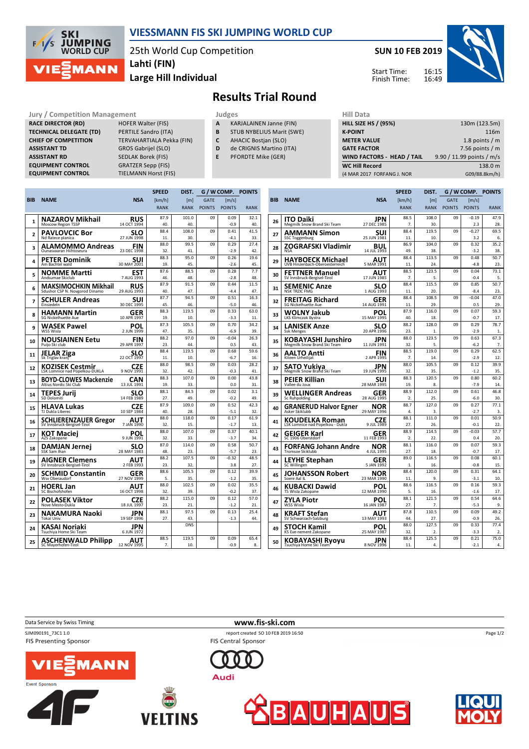# VIESSMANN FIS SKI JUMPING WORLD CUP

25th World Cup Competition
Lahti (FIN)
Large Hill Individual

**SUN 10 FEB 2019**

Start Time: 16:15
Finish Time: 16:49

## Results Trial Round

| Jury / Competition Management | |
|---|---|
| RACE DIRECTOR (RD) | HOFER Walter (FIS) |
| TECHNICAL DELEGATE (TD) | PERTILE Sandro (ITA) |
| CHIEF OF COMPETITION | TERVAHARTIALA Pekka (FIN) |
| ASSISTANT TD | GROS Gabrijel (SLO) |
| ASSISTANT RD | SEDLAK Borek (FIS) |
| EQUIPMENT CONTROL | GRATZER Sepp (FIS) |
| EQUIPMENT CONTROL | TIELMANN Horst (FIS) |

| Judges | |
|---|---|
| A | KARJALAINEN Janne (FIN) |
| B | STUB NYBELIUS Marit (SWE) |
| C | AHACIC Bostjan (SLO) |
| D | de CRIGNIS Martino (ITA) |
| E | PFORDTE Mike (GER) |

| Hill Data | |
|---|---|
| HILL SIZE HS / (95%) | 130m (123.5m) |
| K-POINT | 116m |
| METER VALUE | 1.8 points / m |
| GATE FACTOR | 7.56 points / m |
| WIND FACTORS - HEAD / TAIL | 9.90 / 11.99 points / m/s |
| WC Hill Record | 138.0 m |
| (4 MAR 2017 FORFANG J. NOR | G09/88.8km/h) |

| BIB | NAME | NSA | SPEED [km/h] | SPEED RANK | DIST. [m] | DIST. RANK | GATE | GATE POINTS | WIND [m/s] | WIND POINTS | POINTS | RANK |
|---|---|---|---|---|---|---|---|---|---|---|---|---|
| 1 | NAZAROV Mikhail, Moscow Region TSSP | RUS, 14 OCT 1994 | 87.9 | 40. | 101.0 | 40. | 09 | | 0.09 | -0.9 | 32.1 | 40. |
| 2 | PAVLOVCIC Bor, Nd Ratece planica | SLO, 27 JUN 1998 | 88.4 | 11. | 108.0 | 30. | 09 | | 0.41 | -4.1 | 41.5 | 33. |
| 3 | ALAMOMMO Andreas, Ounasvaaran Hiihtoseura | FIN, 23 DEC 1998 | 88.0 | 32. | 99.5 | 41. | 09 | | 0.29 | -2.9 | 27.4 | 42. |
| 4 | PETER Dominik, Am Bachtel wald | SUI, 30 MAY 2001 | 88.3 | 19. | 95.0 | 45. | 09 | | 0.26 | -2.6 | 19.6 | 45. |
| 5 | NOMME Martti, Andsumae Skiclub | EST, 7 AUG 1993 | 87.6 | 46. | 88.5 | 48. | 09 | | 0.28 | -2.8 | 7.7 | 48. |
| 6 | MAKSIMOCHKIN Mikhail, Sdushor CSP N. Novgorod Dinamo | RUS, 29 AUG 1993 | 87.9 | 40. | 91.5 | 47. | 09 | | 0.44 | -4.4 | 11.5 | 47. |
| 7 | SCHULER Andreas, Einsiedeln | SUI, 30 DEC 1995 | 87.7 | 45. | 94.5 | 46. | 09 | | 0.51 | -5.0 | 16.3 | 46. |
| 8 | HAMANN Martin, SG Nickelhuette Aue | GER, 10 APR 1997 | 88.3 | 19. | 119.5 | 10. | 09 | | 0.33 | -3.3 | 63.0 | 11. |
| 9 | WASEK Pawel, WSS Wisla | POL, 2 JUN 1999 | 87.3 | 47. | 105.5 | 35. | 09 | | 0.70 | -6.9 | 34.2 | 39. |
| 10 | NOUSIAINEN Eetu, Puijo Ski club | FIN, 29 APR 1997 | 88.2 | 23. | 97.0 | 44. | 09 | | -0.04 | 0.5 | 26.3 | 43. |
| 11 | JELAR Ziga, Sk Triglav kranj | SLO, 22 OCT 1997 | 88.4 | 11. | 119.5 | 10. | 09 | | 0.68 | -6.7 | 59.6 | 16. |
| 12 | KOZISEK Cestmir, LSK Lomnice nad Popelkou-DUKLA | CZE, 9 NOV 1991 | 88.0 | 32. | 98.5 | 42. | 09 | | 0.03 | -0.3 | 28.2 | 41. |
| 13 | BOYD-CLOWES Mackenzie, Altius Nordic Ski Club | CAN, 13 JUL 1991 | 88.3 | 19. | 107.0 | 33. | 09 | | 0.00 | 0.0 | 43.8 | 31. |
| 14 | TEPES Jurij, SD Dolomiti | SLO, 14 FEB 1989 | 88.1 | 27. | 84.5 | 49. | 09 | | 0.02 | -0.2 | 3.1 | 49. |
| 15 | HLAVA Lukas, TJ Dukla Liberec | CZE, 10 SEP 1984 | 87.9 | 40. | 109.0 | 28. | 09 | | 0.52 | -5.1 | 42.3 | 32. |
| 16 | SCHLIERENZAUER Gregor, SV Innsbruck-Bergisel-Tirol | AUT, 7 JAN 1990 | 88.0 | 32. | 118.0 | 15. | 09 | | 0.17 | -1.7 | 61.9 | 13. |
| 17 | KOT Maciej, AZS Zakopane | POL, 9 JUN 1991 | 88.0 | 32. | 107.0 | 33. | 09 | | 0.37 | -3.7 | 40.1 | 34. |
| 18 | DAMJAN Jernej, SSK Sam Ihan | SLO, 28 MAY 1983 | 87.0 | 48. | 114.0 | 23. | 09 | | 0.58 | -5.7 | 50.7 | 23. |
| 19 | AIGNER Clemens, SV Innsbruck-Bergisel-Tirol | AUT, 2 FEB 1993 | 88.2 | 23. | 107.5 | 32. | 09 | | -0.32 | 3.8 | 48.5 | 27. |
| 20 | SCHMID Constantin, Wsv Oberaudorf | GER, 27 NOV 1999 | 88.6 | 5. | 105.5 | 35. | 09 | | 0.12 | -1.2 | 39.9 | 35. |
| 21 | HOERL Jan, SC Bischofshofen | AUT, 16 OCT 1998 | 88.0 | 32. | 102.5 | 39. | 09 | | 0.02 | -0.2 | 35.5 | 37. |
| 22 | POLASEK Viktor, Nove Mesto-Dukla | CZE, 18 JUL 1997 | 88.2 | 23. | 115.0 | 21. | 09 | | 0.12 | -1.2 | 57.0 | 21. |
| 23 | NAKAMURA Naoki, Tokai Univ. | JPN, 19 SEP 1996 | 88.1 | 27. | 97.5 | 43. | 09 | | 0.13 | -1.3 | 25.4 | 44. |
| 24 | KASAI Noriaki, Tsuchiya Home Ski Team | JPN, 6 JUN 1972 | | | DNS | | | | | | | |
| 25 | ASCHENWALD Philipp, SC Mayerhofen-Tirol | AUT, 12 NOV 1995 | 88.5 | 7. | 119.5 | 10. | 09 | | 0.09 | -0.9 | 65.4 | 8. |
| 26 | ITO Daiki, Megmilk Snow Brand Ski Team | JPN, 27 DEC 1985 | 88.5 | 7. | 108.0 | 30. | 09 | | -0.19 | 2.3 | 47.9 | 28. |
| 27 | AMMANN Simon, SSC Toggenburg | SUI, 25 JUN 1981 | 88.4 | 11. | 119.5 | 10. | 09 | | -0.27 | 3.2 | 69.5 | 6. |
| 28 | ZOGRAFSKI Vladimir, NSA | BUL, 14 JUL 1993 | 86.9 | 49. | 104.0 | 38. | 09 | | 0.32 | -3.2 | 35.2 | 38. |
| 29 | HAYBOECK Michael, UVB Hinzenbach-Oberoesterreich | AUT, 5 MAR 1991 | 88.4 | 11. | 113.5 | 24. | 09 | | 0.48 | -4.8 | 50.7 | 23. |
| 30 | FETTNER Manuel, SV Innsbruck-Bergisel-Tirol | AUT, 17 JUN 1985 | 88.5 | 7. | 123.5 | 5. | 09 | | 0.04 | -0.4 | 73.1 | 5. |
| 31 | SEMENIC Anze, NSK TRZIC FMG | SLO, 1 AUG 1993 | 88.4 | 11. | 115.5 | 20. | 09 | | 0.85 | -8.4 | 50.7 | 23. |
| 32 | FREITAG Richard, SG Nickelhuette Aue | GER, 14 AUG 1991 | 88.4 | 11. | 108.5 | 29. | 09 | | -0.04 | 0.5 | 47.0 | 29. |
| 33 | WOLNY Jakub, LKS Klimczok Bystra | POL, 15 MAY 1995 | 87.9 | 40. | 116.0 | 18. | 09 | | 0.07 | -0.7 | 59.3 | 17. |
| 34 | LANISEK Anze, Ssk Menges | SLO, 20 APR 1996 | 88.2 | 23. | 128.0 | 1. | 09 | | 0.29 | -2.9 | 78.7 | 1. |
| 35 | KOBAYASHI Junshiro, Megmilk Snow Brand Ski Team | JPN, 11 JUN 1991 | 88.0 | 32. | 123.5 | 5. | 09 | | 0.63 | -6.2 | 67.3 | 7. |
| 36 | AALTO Antti, Kiteen Urheilijat | FIN, 2 APR 1995 | 88.5 | 7. | 119.0 | 14. | 09 | | 0.29 | -2.9 | 62.5 | 12. |
| 37 | SATO Yukiya, Megmilk Snow Brand Ski Team | JPN, 19 JUN 1995 | 88.0 | 32. | 105.5 | 35. | 09 | | 0.12 | -1.2 | 39.9 | 35. |
| 38 | PEIER Killian, Vallee du Joux | SUI, 28 MAR 1995 | 88.3 | 19. | 120.5 | 8. | 09 | | 0.80 | -7.9 | 60.2 | 14. |
| 39 | WELLINGER Andreas, Sc Ruhpolding | GER, 28 AUG 1995 | 88.9 | 2. | 112.0 | 25. | 09 | | 0.61 | -6.0 | 46.8 | 30. |
| 40 | GRANERUD Halvor Egner, Asker Skiklubb | NOR, 29 MAY 1996 | 88.7 | 4. | 127.0 | 3. | 09 | | 0.27 | -2.7 | 77.1 | 3. |
| 41 | KOUDELKA Roman, LSK Lomnice nad Popelkou - Dukla | CZE, 9 JUL 1989 | 88.1 | 27. | 111.0 | 26. | 09 | | 0.01 | -0.1 | 50.9 | 22. |
| 42 | GEIGER Karl, SC 1906 Oberstdorf | GER, 11 FEB 1993 | 88.9 | 2. | 114.5 | 22. | 09 | | -0.03 | 0.4 | 57.7 | 20. |
| 43 | FORFANG Johann Andre, Tromsoe Skiklubb | NOR, 4 JUL 1995 | 88.1 | 27. | 116.0 | 18. | 09 | | 0.07 | -0.7 | 59.3 | 17. |
| 44 | LEYHE Stephan, SC Willingen | GER, 5 JAN 1992 | 89.0 | 1. | 116.5 | 16. | 09 | | 0.08 | -0.8 | 60.1 | 15. |
| 45 | JOHANSSON Robert, Soere Aal IL | NOR, 23 MAR 1990 | 88.4 | 11. | 120.0 | 9. | 09 | | 0.31 | -3.1 | 64.1 | 10. |
| 46 | KUBACKI Dawid, TS Wisla Zakopane | POL, 12 MAR 1990 | 88.6 | 5. | 116.5 | 16. | 09 | | 0.16 | -1.6 | 59.3 | 17. |
| 47 | ZYLA Piotr, WSS Wisla | POL, 16 JAN 1987 | 88.1 | 27. | 121.5 | 7. | 09 | | 0.54 | -5.3 | 64.6 | 9. |
| 48 | KRAFT Stefan, SV Schwarzach-Salzburg | AUT, 13 MAY 1993 | 87.8 | 44. | 110.5 | 27. | 09 | | 0.09 | -0.9 | 49.2 | 26. |
| 49 | STOCH Kamil, KS Eve-nement Zakopane | POL, 25 MAY 1987 | 88.0 | 32. | 127.5 | 2. | 09 | | 0.33 | -3.3 | 77.4 | 2. |
| 50 | KOBAYASHI Ryoyu, Tsuchiya Home Ski Team | JPN, 8 NOV 1996 | 88.4 | 11. | 125.5 | 4. | 09 | | 0.21 | -2.1 | 75.0 | 4. |

Data Service by Swiss Timing
www.fis-ski.com
SJM090191_73C1 1.0
report created SO 10 FEB 2019 16:50

FIS Presenting Sponsor
FIS Central Sponsor
Event Sponsors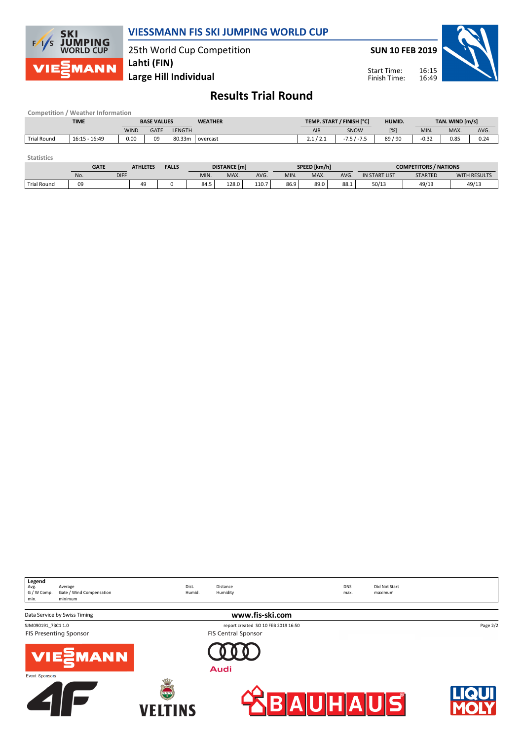# VIESSMANN FIS SKI JUMPING WORLD CUP

25th World Cup Competition
**Lahti (FIN)**
**Large Hill Individual**

**SUN 10 FEB 2019**

Start Time: 16:15
Finish Time: 16:49

## Results Trial Round

Competition / Weather Information

| | TIME | BASE VALUES | | | WEATHER | TEMP. START / FINISH [°C] | | HUMID. | TAN. WIND [m/s] | | |
|---|---|---|---|---|---|---|---|---|---|---|---|
| | | WIND | GATE | LENGTH | | AIR | SNOW | [%] | MIN. | MAX. | AVG. |
| Trial Round | 16:15 - 16:49 | 0.00 | 09 | 80.33m | overcast | 2.1 / 2.1 | -7.5 / -7.5 | 89 / 90 | -0.32 | 0.85 | 0.24 |

Statistics

| | GATE | | ATHLETES | FALLS | DISTANCE [m] | | | SPEED [km/h] | | | COMPETITORS / NATIONS | | |
|---|---|---|---|---|---|---|---|---|---|---|---|---|---|
| | No. | DIFF | | | MIN. | MAX. | AVG. | MIN. | MAX. | AVG. | IN START LIST | STARTED | WITH RESULTS |
| Trial Round | 09 | | 49 | 0 | 84.5 | 128.0 | 110.7 | 86.9 | 89.0 | 88.1 | 50/13 | 49/13 | 49/13 |

**Legend**

| | | | | | |
|---|---|---|---|---|---|
| Avg. | Average | Dist. | Distance | DNS | Did Not Start |
| G / W Comp. | Gate / Wind Compensation | Humid. | Humidity | max. | maximum |
| min. | minimum | | | | |

Data Service by Swiss Timing

www.fis-ski.com

SJM090191_73C1 1.0

report created SO 10 FEB 2019 16:50

FIS Presenting Sponsor

FIS Central Sponsor

Event Sponsors